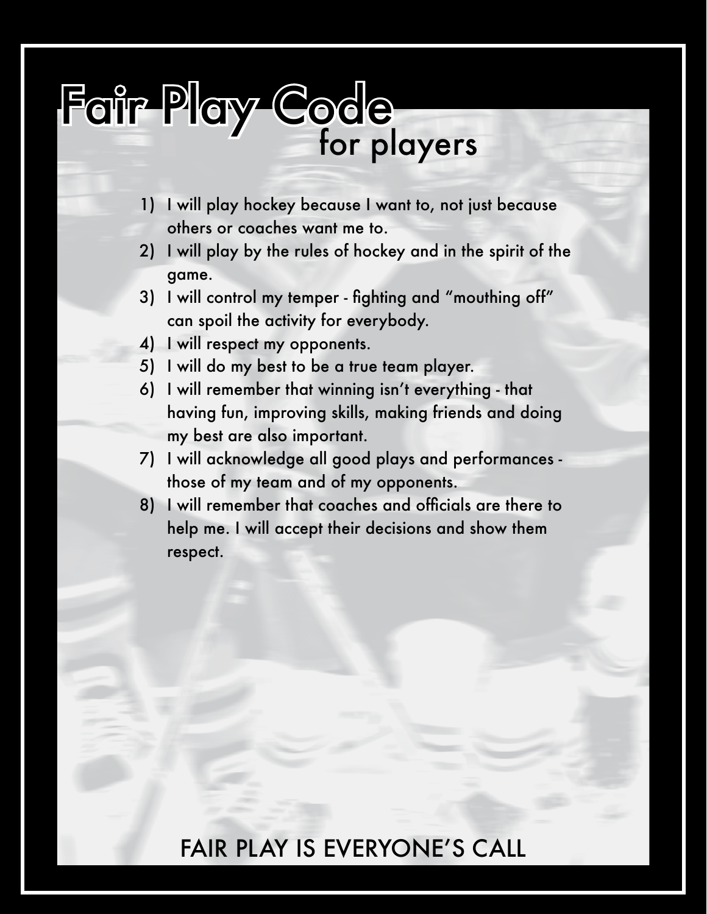# Fair Play Code

## for players

1) I will play hockey because I want to, not just because others or coaches want me to.
2) I will play by the rules of hockey and in the spirit of the game.
3) I will control my temper - fighting and "mouthing off" can spoil the activity for everybody.
4) I will respect my opponents.
5) I will do my best to be a true team player.
6) I will remember that winning isn't everything - that having fun, improving skills, making friends and doing my best are also important.
7) I will acknowledge all good plays and performances - those of my team and of my opponents.
8) I will remember that coaches and officials are there to help me. I will accept their decisions and show them respect.

FAIR PLAY IS EVERYONE'S CALL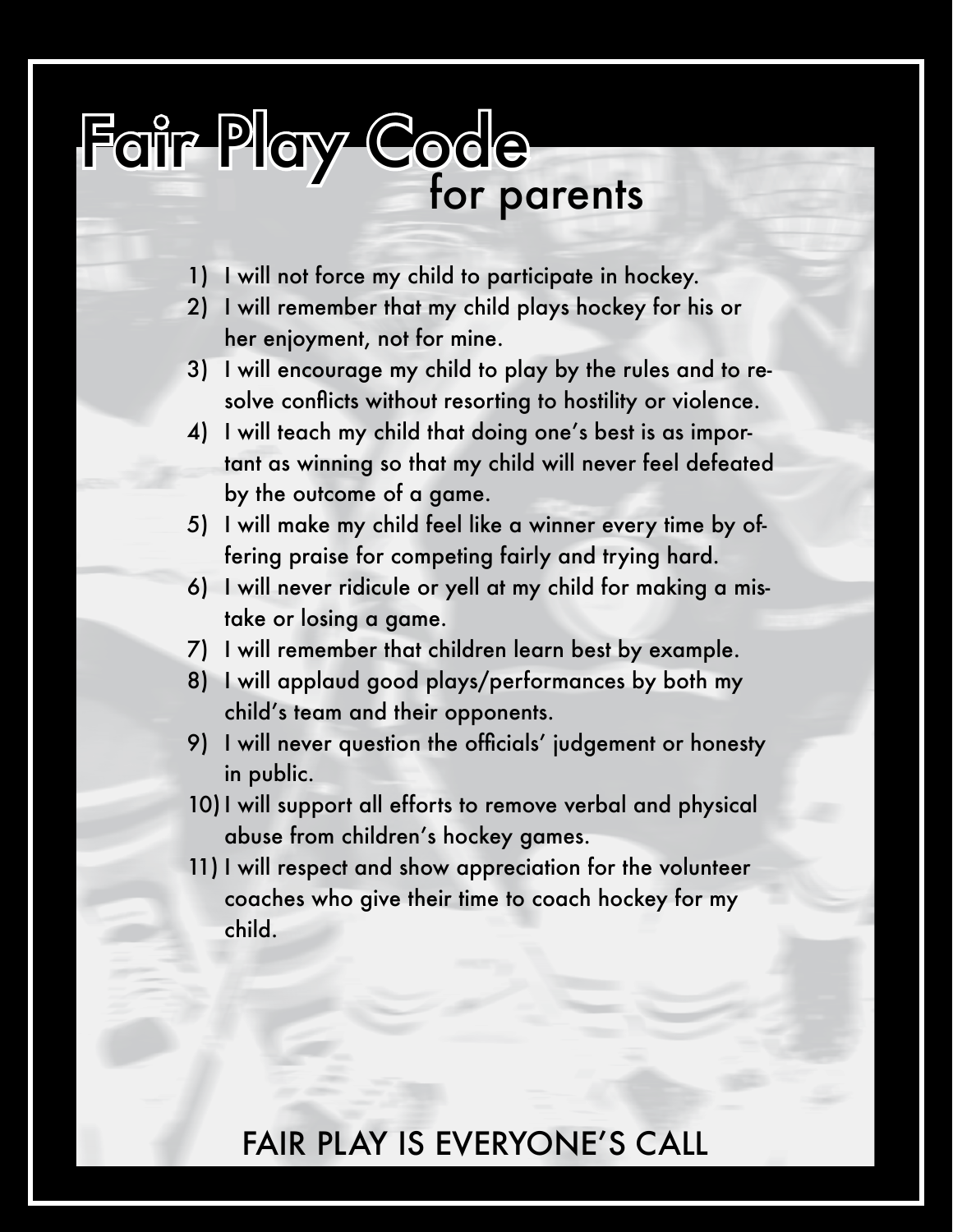# Fair Play Code

## for parents

1) I will not force my child to participate in hockey.
2) I will remember that my child plays hockey for his or her enjoyment, not for mine.
3) I will encourage my child to play by the rules and to resolve conflicts without resorting to hostility or violence.
4) I will teach my child that doing one's best is as important as winning so that my child will never feel defeated by the outcome of a game.
5) I will make my child feel like a winner every time by offering praise for competing fairly and trying hard.
6) I will never ridicule or yell at my child for making a mistake or losing a game.
7) I will remember that children learn best by example.
8) I will applaud good plays/performances by both my child's team and their opponents.
9) I will never question the officials' judgement or honesty in public.
10) I will support all efforts to remove verbal and physical abuse from children's hockey games.
11) I will respect and show appreciation for the volunteer coaches who give their time to coach hockey for my child.

FAIR PLAY IS EVERYONE'S CALL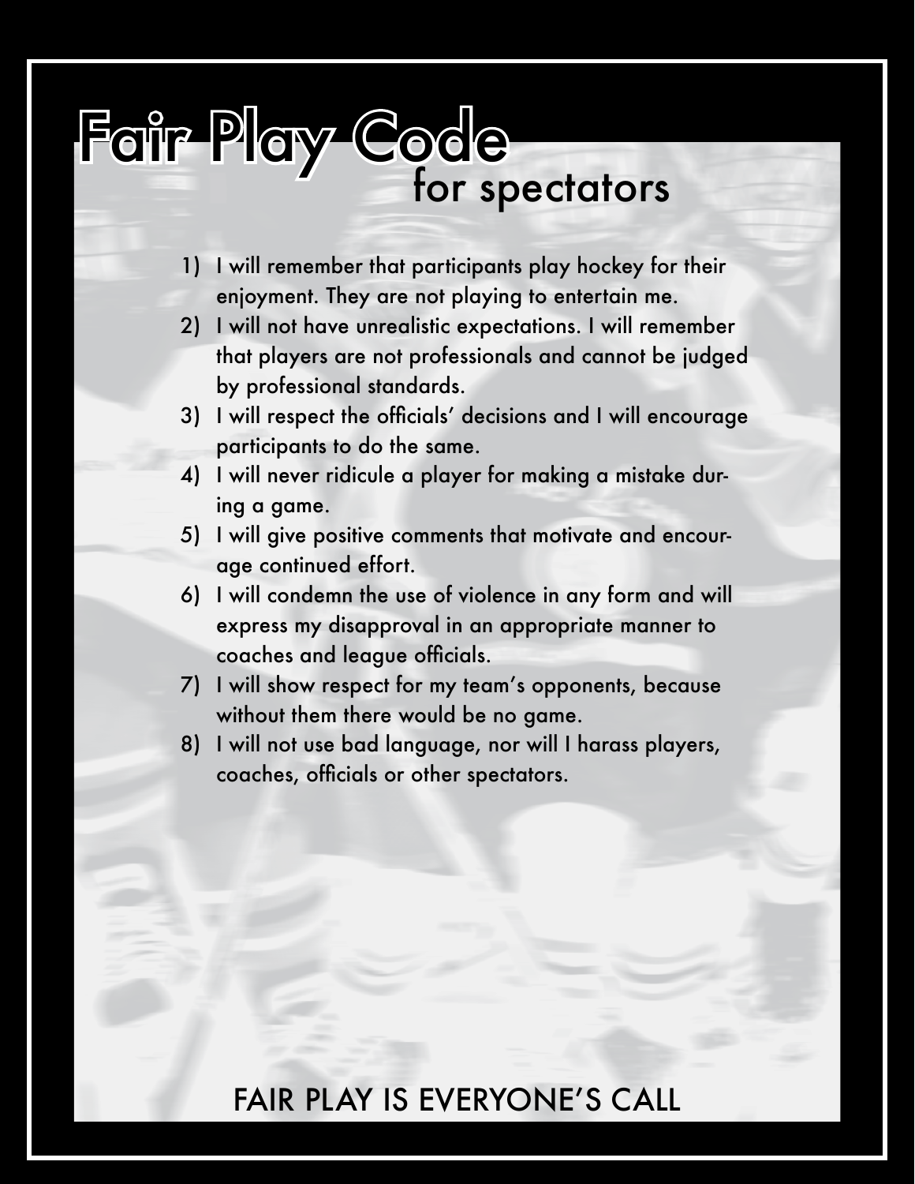# Fair Play Code
## for spectators

1) I will remember that participants play hockey for their enjoyment. They are not playing to entertain me.
2) I will not have unrealistic expectations. I will remember that players are not professionals and cannot be judged by professional standards.
3) I will respect the officials' decisions and I will encourage participants to do the same.
4) I will never ridicule a player for making a mistake during a game.
5) I will give positive comments that motivate and encourage continued effort.
6) I will condemn the use of violence in any form and will express my disapproval in an appropriate manner to coaches and league officials.
7) I will show respect for my team's opponents, because without them there would be no game.
8) I will not use bad language, nor will I harass players, coaches, officials or other spectators.

FAIR PLAY IS EVERYONE'S CALL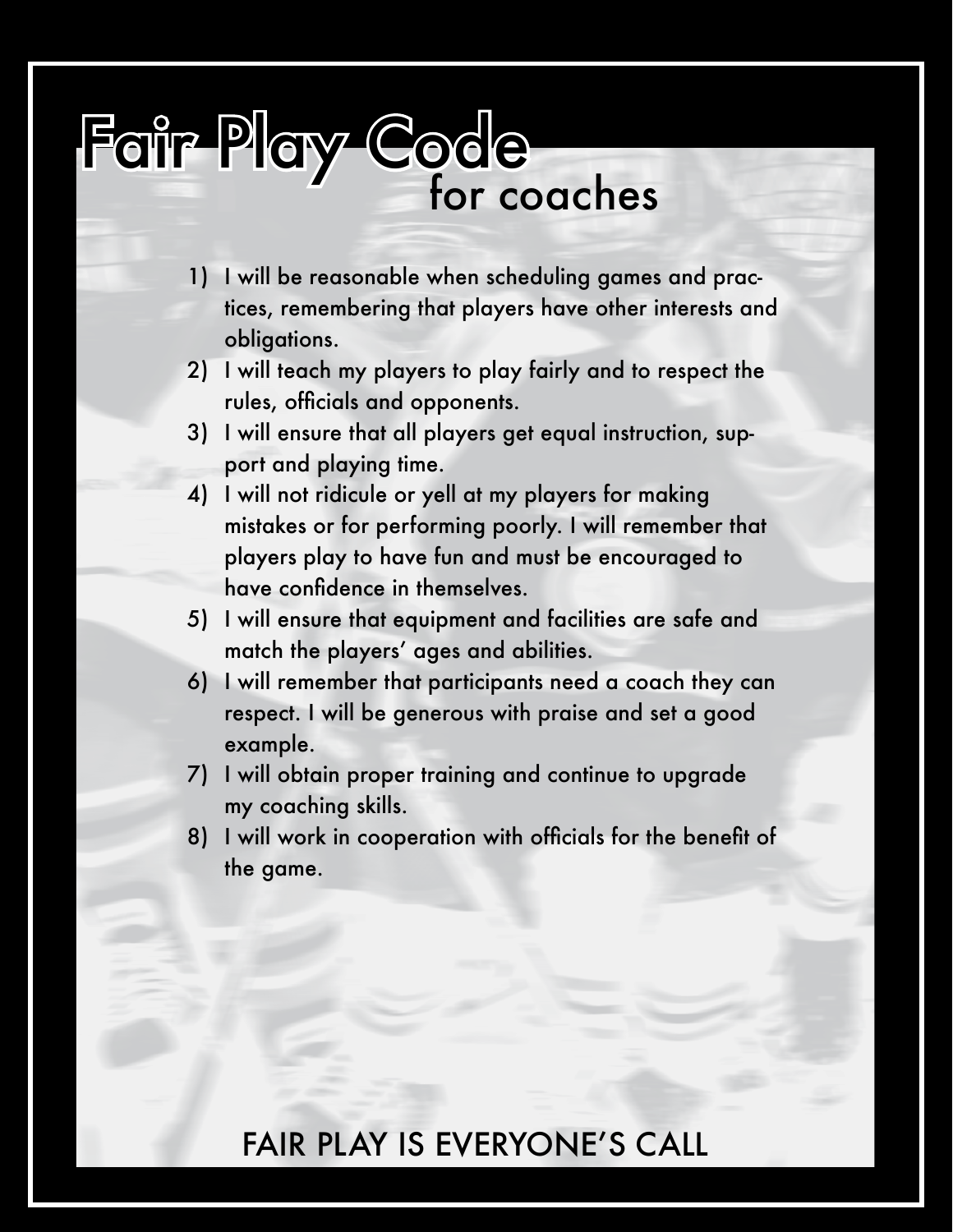# Fair Play Code

## for coaches

1) I will be reasonable when scheduling games and practices, remembering that players have other interests and obligations.
2) I will teach my players to play fairly and to respect the rules, officials and opponents.
3) I will ensure that all players get equal instruction, support and playing time.
4) I will not ridicule or yell at my players for making mistakes or for performing poorly. I will remember that players play to have fun and must be encouraged to have confidence in themselves.
5) I will ensure that equipment and facilities are safe and match the players' ages and abilities.
6) I will remember that participants need a coach they can respect. I will be generous with praise and set a good example.
7) I will obtain proper training and continue to upgrade my coaching skills.
8) I will work in cooperation with officials for the benefit of the game.

FAIR PLAY IS EVERYONE'S CALL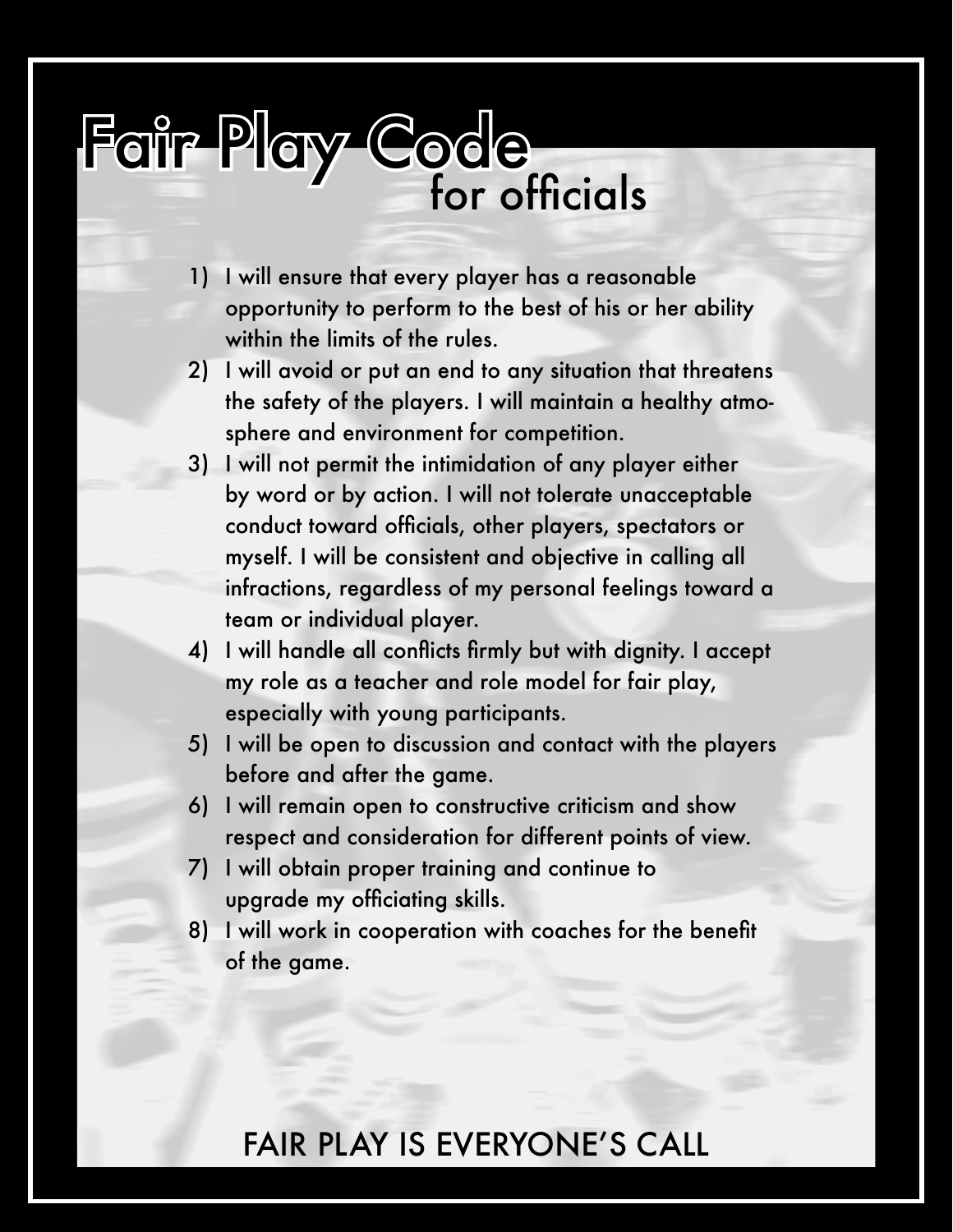# Fair Play Code
## for officials

1) I will ensure that every player has a reasonable opportunity to perform to the best of his or her ability within the limits of the rules.
2) I will avoid or put an end to any situation that threatens the safety of the players. I will maintain a healthy atmosphere and environment for competition.
3) I will not permit the intimidation of any player either by word or by action. I will not tolerate unacceptable conduct toward officials, other players, spectators or myself. I will be consistent and objective in calling all infractions, regardless of my personal feelings toward a team or individual player.
4) I will handle all conflicts firmly but with dignity. I accept my role as a teacher and role model for fair play, especially with young participants.
5) I will be open to discussion and contact with the players before and after the game.
6) I will remain open to constructive criticism and show respect and consideration for different points of view.
7) I will obtain proper training and continue to upgrade my officiating skills.
8) I will work in cooperation with coaches for the benefit of the game.

FAIR PLAY IS EVERYONE'S CALL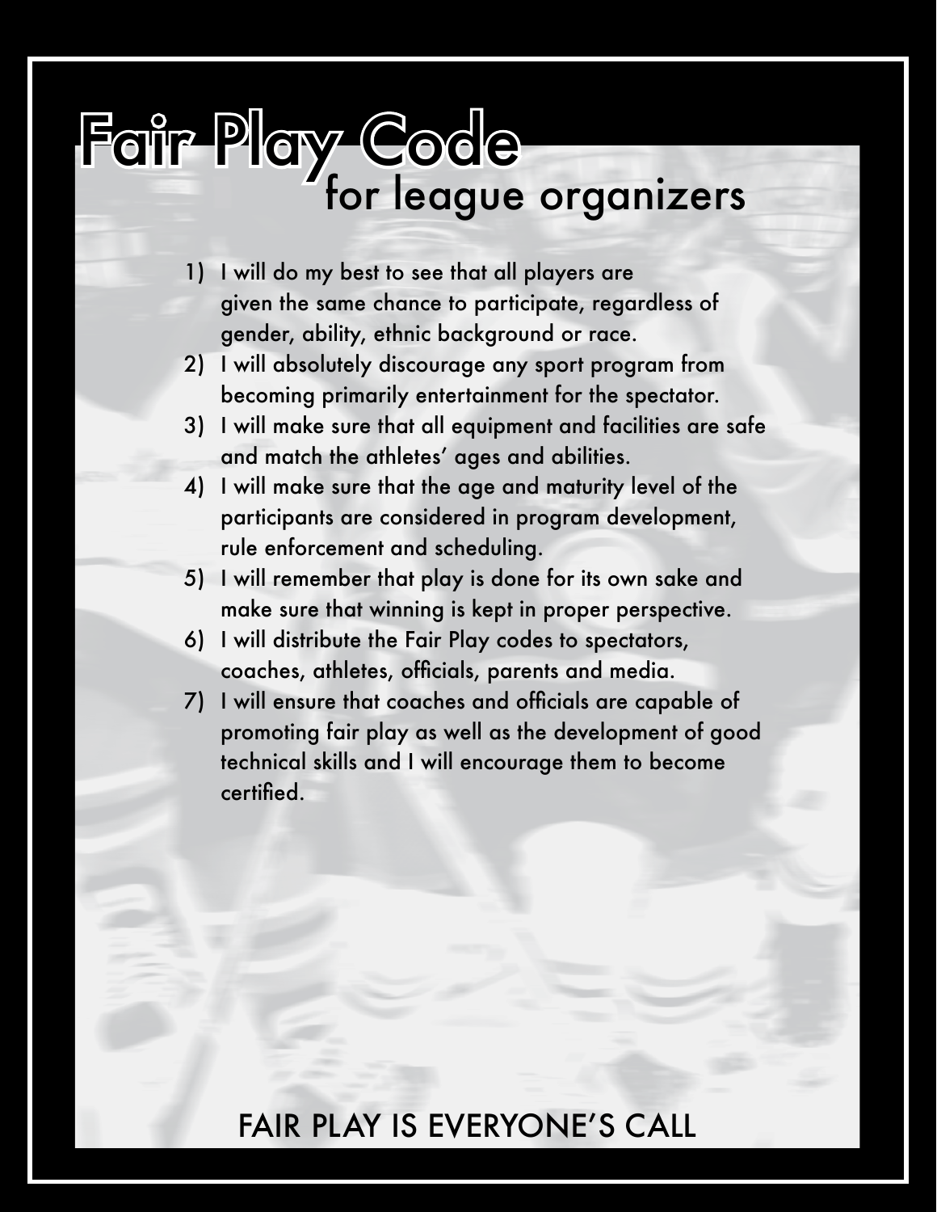# Fair Play Code
## for league organizers

1) I will do my best to see that all players are given the same chance to participate, regardless of gender, ability, ethnic background or race.
2) I will absolutely discourage any sport program from becoming primarily entertainment for the spectator.
3) I will make sure that all equipment and facilities are safe and match the athletes' ages and abilities.
4) I will make sure that the age and maturity level of the participants are considered in program development, rule enforcement and scheduling.
5) I will remember that play is done for its own sake and make sure that winning is kept in proper perspective.
6) I will distribute the Fair Play codes to spectators, coaches, athletes, officials, parents and media.
7) I will ensure that coaches and officials are capable of promoting fair play as well as the development of good technical skills and I will encourage them to become certified.

FAIR PLAY IS EVERYONE'S CALL